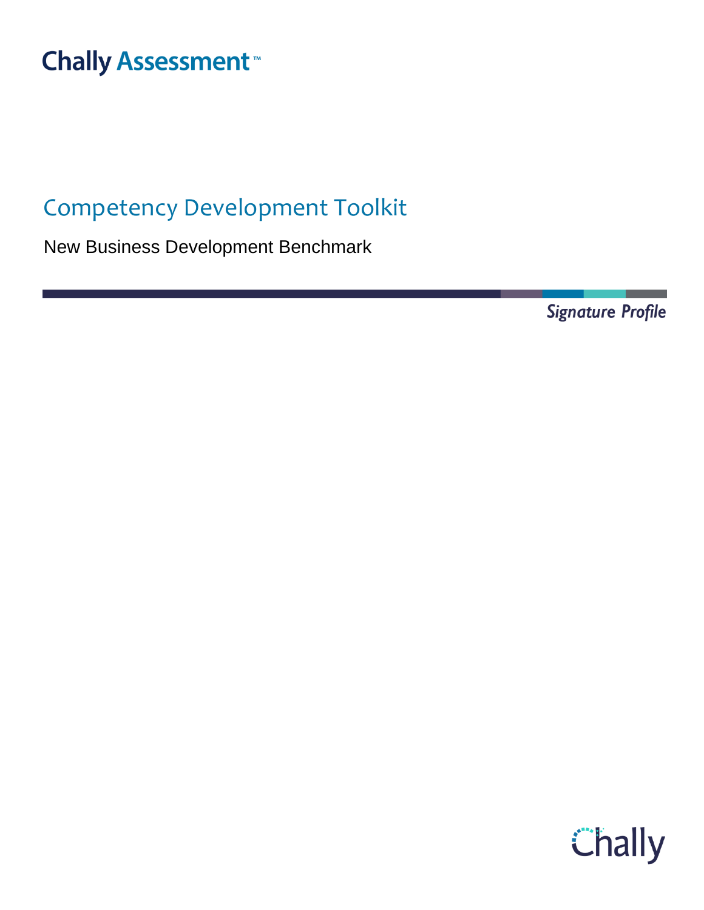Chally Assessment™

# Competency Development Toolkit

New Business Development Benchmark

*Signature Profile*

Chally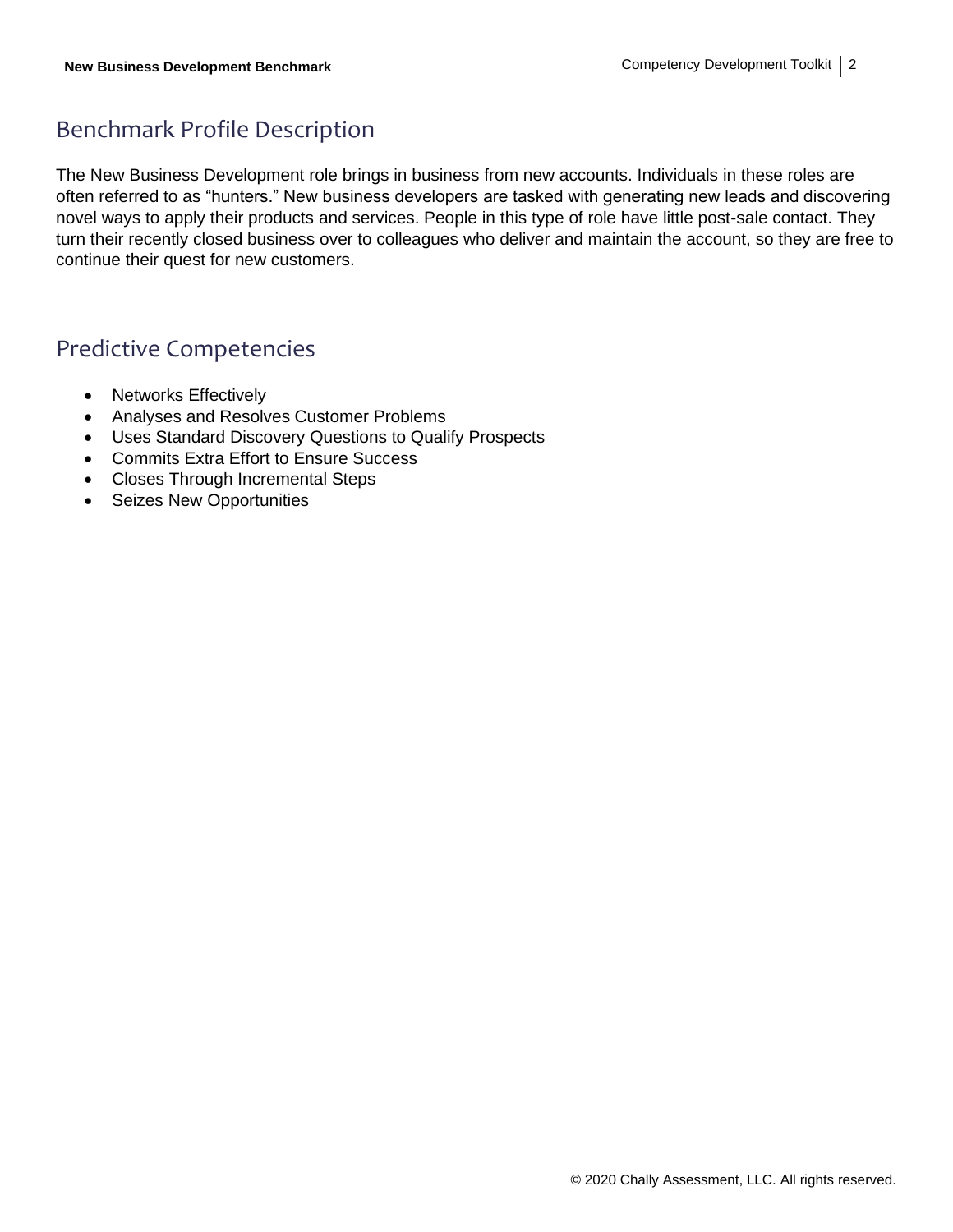## Benchmark Profile Description

The New Business Development role brings in business from new accounts. Individuals in these roles are often referred to as “hunters.” New business developers are tasked with generating new leads and discovering novel ways to apply their products and services. People in this type of role have little post-sale contact. They turn their recently closed business over to colleagues who deliver and maintain the account, so they are free to continue their quest for new customers.

## Predictive Competencies

- Networks Effectively
- Analyses and Resolves Customer Problems
- Uses Standard Discovery Questions to Qualify Prospects
- Commits Extra Effort to Ensure Success
- Closes Through Incremental Steps
- Seizes New Opportunities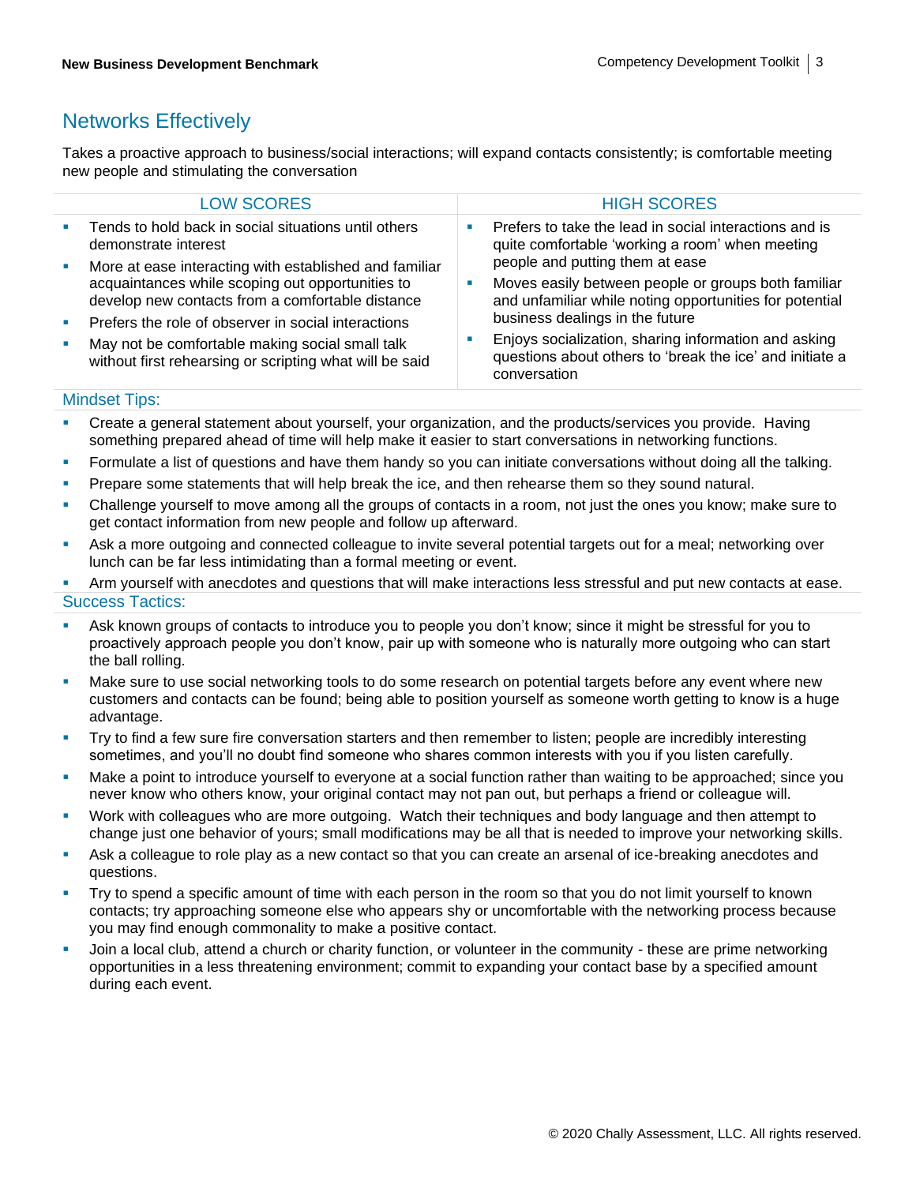## Networks Effectively

Takes a proactive approach to business/social interactions; will expand contacts consistently; is comfortable meeting new people and stimulating the conversation

| LOW SCORES | HIGH SCORES |
|---|---|
| ▪ Tends to hold back in social situations until others demonstrate interest<br>▪ More at ease interacting with established and familiar acquaintances while scoping out opportunities to develop new contacts from a comfortable distance<br>▪ Prefers the role of observer in social interactions<br>▪ May not be comfortable making social small talk without first rehearsing or scripting what will be said | ▪ Prefers to take the lead in social interactions and is quite comfortable 'working a room' when meeting people and putting them at ease<br>▪ Moves easily between people or groups both familiar and unfamiliar while noting opportunities for potential business dealings in the future<br>▪ Enjoys socialization, sharing information and asking questions about others to 'break the ice' and initiate a conversation |

### Mindset Tips:

- Create a general statement about yourself, your organization, and the products/services you provide. Having something prepared ahead of time will help make it easier to start conversations in networking functions.
- Formulate a list of questions and have them handy so you can initiate conversations without doing all the talking.
- Prepare some statements that will help break the ice, and then rehearse them so they sound natural.
- Challenge yourself to move among all the groups of contacts in a room, not just the ones you know; make sure to get contact information from new people and follow up afterward.
- Ask a more outgoing and connected colleague to invite several potential targets out for a meal; networking over lunch can be far less intimidating than a formal meeting or event.
- Arm yourself with anecdotes and questions that will make interactions less stressful and put new contacts at ease.

### Success Tactics:

- Ask known groups of contacts to introduce you to people you don't know; since it might be stressful for you to proactively approach people you don't know, pair up with someone who is naturally more outgoing who can start the ball rolling.
- Make sure to use social networking tools to do some research on potential targets before any event where new customers and contacts can be found; being able to position yourself as someone worth getting to know is a huge advantage.
- Try to find a few sure fire conversation starters and then remember to listen; people are incredibly interesting sometimes, and you'll no doubt find someone who shares common interests with you if you listen carefully.
- Make a point to introduce yourself to everyone at a social function rather than waiting to be approached; since you never know who others know, your original contact may not pan out, but perhaps a friend or colleague will.
- Work with colleagues who are more outgoing. Watch their techniques and body language and then attempt to change just one behavior of yours; small modifications may be all that is needed to improve your networking skills.
- Ask a colleague to role play as a new contact so that you can create an arsenal of ice-breaking anecdotes and questions.
- Try to spend a specific amount of time with each person in the room so that you do not limit yourself to known contacts; try approaching someone else who appears shy or uncomfortable with the networking process because you may find enough commonality to make a positive contact.
- Join a local club, attend a church or charity function, or volunteer in the community - these are prime networking opportunities in a less threatening environment; commit to expanding your contact base by a specified amount during each event.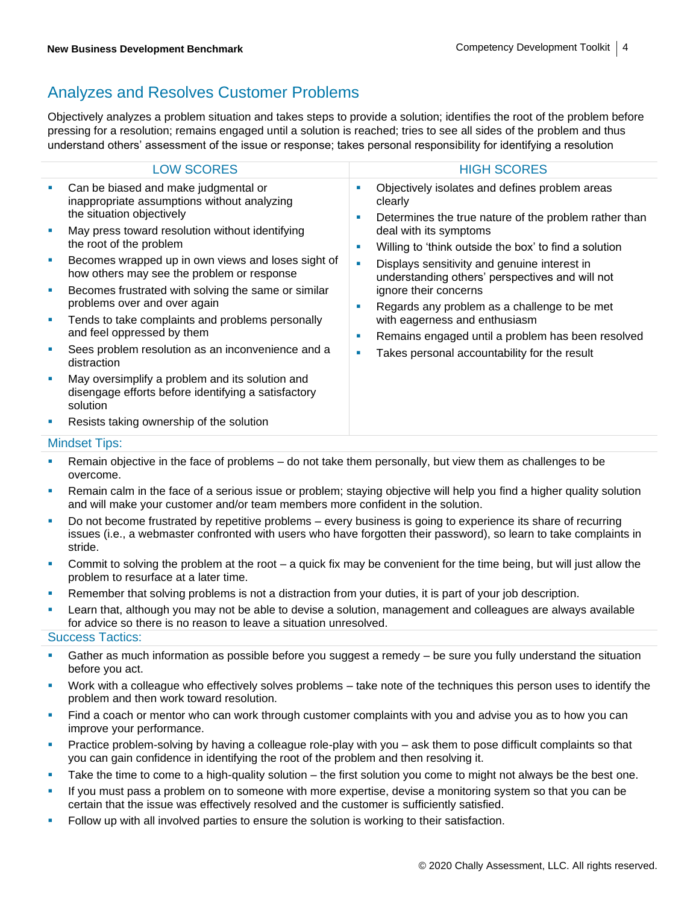## Analyzes and Resolves Customer Problems

Objectively analyzes a problem situation and takes steps to provide a solution; identifies the root of the problem before pressing for a resolution; remains engaged until a solution is reached; tries to see all sides of the problem and thus understand others' assessment of the issue or response; takes personal responsibility for identifying a resolution

| LOW SCORES | HIGH SCORES |
|---|---|
| ▪ Can be biased and make judgmental or inappropriate assumptions without analyzing the situation objectively<br>▪ May press toward resolution without identifying the root of the problem<br>▪ Becomes wrapped up in own views and loses sight of how others may see the problem or response<br>▪ Becomes frustrated with solving the same or similar problems over and over again<br>▪ Tends to take complaints and problems personally and feel oppressed by them<br>▪ Sees problem resolution as an inconvenience and a distraction<br>▪ May oversimplify a problem and its solution and disengage efforts before identifying a satisfactory solution<br>▪ Resists taking ownership of the solution | ▪ Objectively isolates and defines problem areas clearly<br>▪ Determines the true nature of the problem rather than deal with its symptoms<br>▪ Willing to 'think outside the box' to find a solution<br>▪ Displays sensitivity and genuine interest in understanding others' perspectives and will not ignore their concerns<br>▪ Regards any problem as a challenge to be met with eagerness and enthusiasm<br>▪ Remains engaged until a problem has been resolved<br>▪ Takes personal accountability for the result |

### Mindset Tips:

- Remain objective in the face of problems – do not take them personally, but view them as challenges to be overcome.
- Remain calm in the face of a serious issue or problem; staying objective will help you find a higher quality solution and will make your customer and/or team members more confident in the solution.
- Do not become frustrated by repetitive problems – every business is going to experience its share of recurring issues (i.e., a webmaster confronted with users who have forgotten their password), so learn to take complaints in stride.
- Commit to solving the problem at the root – a quick fix may be convenient for the time being, but will just allow the problem to resurface at a later time.
- Remember that solving problems is not a distraction from your duties, it is part of your job description.
- Learn that, although you may not be able to devise a solution, management and colleagues are always available for advice so there is no reason to leave a situation unresolved.

### Success Tactics:

- Gather as much information as possible before you suggest a remedy – be sure you fully understand the situation before you act.
- Work with a colleague who effectively solves problems – take note of the techniques this person uses to identify the problem and then work toward resolution.
- Find a coach or mentor who can work through customer complaints with you and advise you as to how you can improve your performance.
- Practice problem-solving by having a colleague role-play with you – ask them to pose difficult complaints so that you can gain confidence in identifying the root of the problem and then resolving it.
- Take the time to come to a high-quality solution – the first solution you come to might not always be the best one.
- If you must pass a problem on to someone with more expertise, devise a monitoring system so that you can be certain that the issue was effectively resolved and the customer is sufficiently satisfied.
- Follow up with all involved parties to ensure the solution is working to their satisfaction.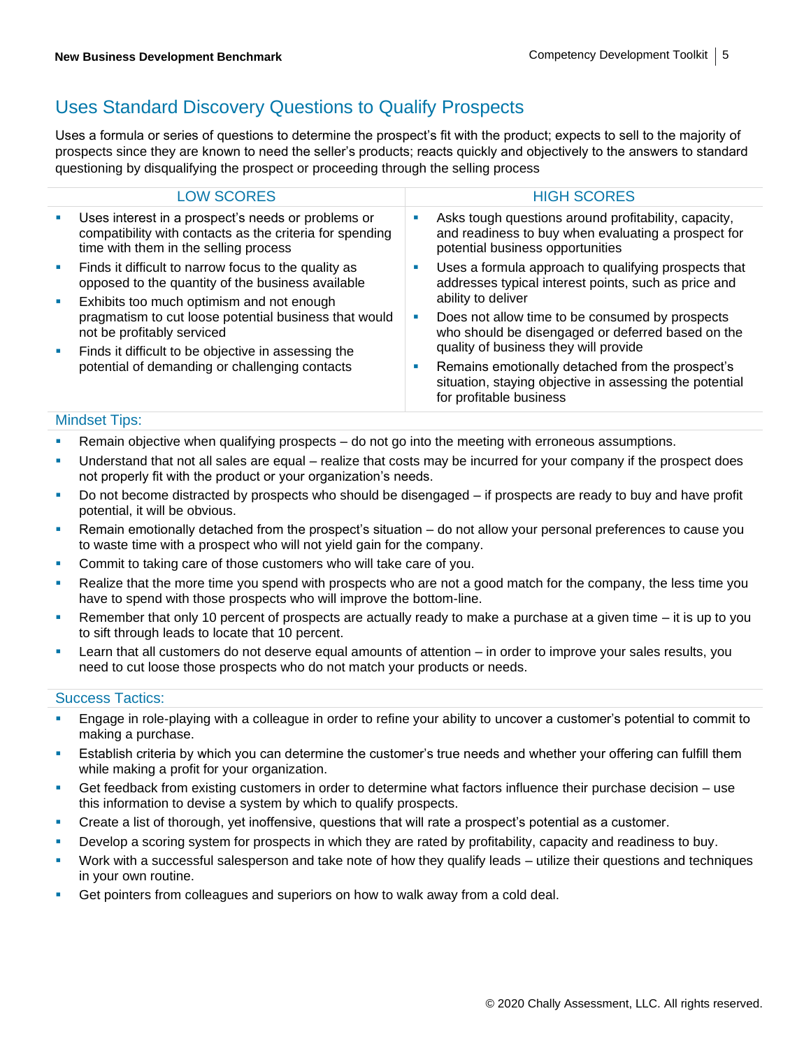## Uses Standard Discovery Questions to Qualify Prospects

Uses a formula or series of questions to determine the prospect's fit with the product; expects to sell to the majority of prospects since they are known to need the seller's products; reacts quickly and objectively to the answers to standard questioning by disqualifying the prospect or proceeding through the selling process

| LOW SCORES | HIGH SCORES |
| --- | --- |
| ▪ Uses interest in a prospect's needs or problems or compatibility with contacts as the criteria for spending time with them in the selling process<br>▪ Finds it difficult to narrow focus to the quality as opposed to the quantity of the business available<br>▪ Exhibits too much optimism and not enough pragmatism to cut loose potential business that would not be profitably serviced<br>▪ Finds it difficult to be objective in assessing the potential of demanding or challenging contacts | ▪ Asks tough questions around profitability, capacity, and readiness to buy when evaluating a prospect for potential business opportunities<br>▪ Uses a formula approach to qualifying prospects that addresses typical interest points, such as price and ability to deliver<br>▪ Does not allow time to be consumed by prospects who should be disengaged or deferred based on the quality of business they will provide<br>▪ Remains emotionally detached from the prospect's situation, staying objective in assessing the potential for profitable business |

### Mindset Tips:

- Remain objective when qualifying prospects – do not go into the meeting with erroneous assumptions.
- Understand that not all sales are equal – realize that costs may be incurred for your company if the prospect does not properly fit with the product or your organization's needs.
- Do not become distracted by prospects who should be disengaged – if prospects are ready to buy and have profit potential, it will be obvious.
- Remain emotionally detached from the prospect's situation – do not allow your personal preferences to cause you to waste time with a prospect who will not yield gain for the company.
- Commit to taking care of those customers who will take care of you.
- Realize that the more time you spend with prospects who are not a good match for the company, the less time you have to spend with those prospects who will improve the bottom-line.
- Remember that only 10 percent of prospects are actually ready to make a purchase at a given time – it is up to you to sift through leads to locate that 10 percent.
- Learn that all customers do not deserve equal amounts of attention – in order to improve your sales results, you need to cut loose those prospects who do not match your products or needs.

### Success Tactics:

- Engage in role-playing with a colleague in order to refine your ability to uncover a customer's potential to commit to making a purchase.
- Establish criteria by which you can determine the customer's true needs and whether your offering can fulfill them while making a profit for your organization.
- Get feedback from existing customers in order to determine what factors influence their purchase decision – use this information to devise a system by which to qualify prospects.
- Create a list of thorough, yet inoffensive, questions that will rate a prospect's potential as a customer.
- Develop a scoring system for prospects in which they are rated by profitability, capacity and readiness to buy.
- Work with a successful salesperson and take note of how they qualify leads – utilize their questions and techniques in your own routine.
- Get pointers from colleagues and superiors on how to walk away from a cold deal.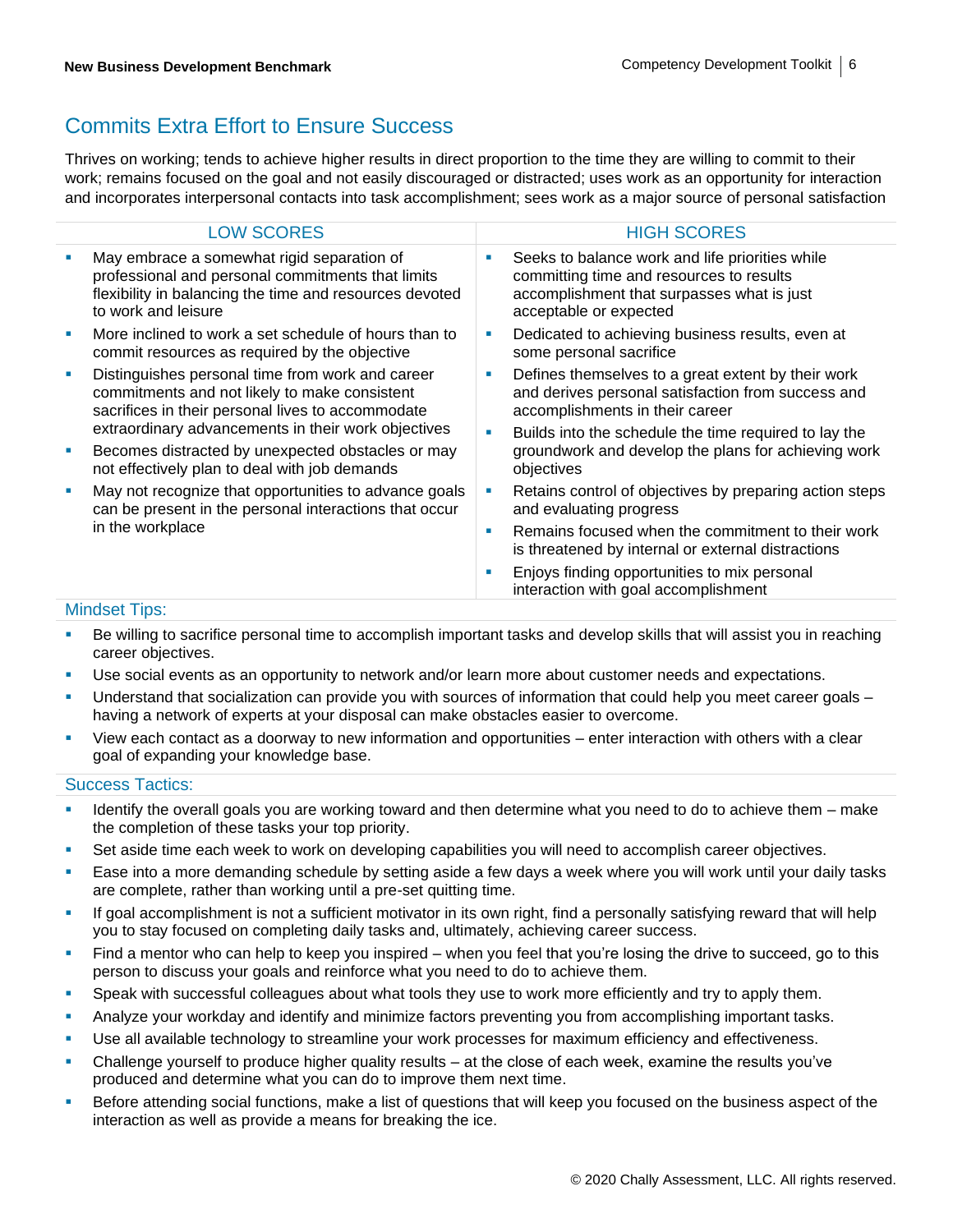## Commits Extra Effort to Ensure Success

Thrives on working; tends to achieve higher results in direct proportion to the time they are willing to commit to their work; remains focused on the goal and not easily discouraged or distracted; uses work as an opportunity for interaction and incorporates interpersonal contacts into task accomplishment; sees work as a major source of personal satisfaction

| LOW SCORES | HIGH SCORES |
|---|---|
| ▪ May embrace a somewhat rigid separation of professional and personal commitments that limits flexibility in balancing the time and resources devoted to work and leisure<br>▪ More inclined to work a set schedule of hours than to commit resources as required by the objective<br>▪ Distinguishes personal time from work and career commitments and not likely to make consistent sacrifices in their personal lives to accommodate extraordinary advancements in their work objectives<br>▪ Becomes distracted by unexpected obstacles or may not effectively plan to deal with job demands<br>▪ May not recognize that opportunities to advance goals can be present in the personal interactions that occur in the workplace | ▪ Seeks to balance work and life priorities while committing time and resources to results accomplishment that surpasses what is just acceptable or expected<br>▪ Dedicated to achieving business results, even at some personal sacrifice<br>▪ Defines themselves to a great extent by their work and derives personal satisfaction from success and accomplishments in their career<br>▪ Builds into the schedule the time required to lay the groundwork and develop the plans for achieving work objectives<br>▪ Retains control of objectives by preparing action steps and evaluating progress<br>▪ Remains focused when the commitment to their work is threatened by internal or external distractions<br>▪ Enjoys finding opportunities to mix personal interaction with goal accomplishment |

### Mindset Tips:

- Be willing to sacrifice personal time to accomplish important tasks and develop skills that will assist you in reaching career objectives.
- Use social events as an opportunity to network and/or learn more about customer needs and expectations.
- Understand that socialization can provide you with sources of information that could help you meet career goals – having a network of experts at your disposal can make obstacles easier to overcome.
- View each contact as a doorway to new information and opportunities – enter interaction with others with a clear goal of expanding your knowledge base.

### Success Tactics:

- Identify the overall goals you are working toward and then determine what you need to do to achieve them – make the completion of these tasks your top priority.
- Set aside time each week to work on developing capabilities you will need to accomplish career objectives.
- Ease into a more demanding schedule by setting aside a few days a week where you will work until your daily tasks are complete, rather than working until a pre-set quitting time.
- If goal accomplishment is not a sufficient motivator in its own right, find a personally satisfying reward that will help you to stay focused on completing daily tasks and, ultimately, achieving career success.
- Find a mentor who can help to keep you inspired – when you feel that you're losing the drive to succeed, go to this person to discuss your goals and reinforce what you need to do to achieve them.
- Speak with successful colleagues about what tools they use to work more efficiently and try to apply them.
- Analyze your workday and identify and minimize factors preventing you from accomplishing important tasks.
- Use all available technology to streamline your work processes for maximum efficiency and effectiveness.
- Challenge yourself to produce higher quality results – at the close of each week, examine the results you've produced and determine what you can do to improve them next time.
- Before attending social functions, make a list of questions that will keep you focused on the business aspect of the interaction as well as provide a means for breaking the ice.

© 2020 Chally Assessment, LLC. All rights reserved.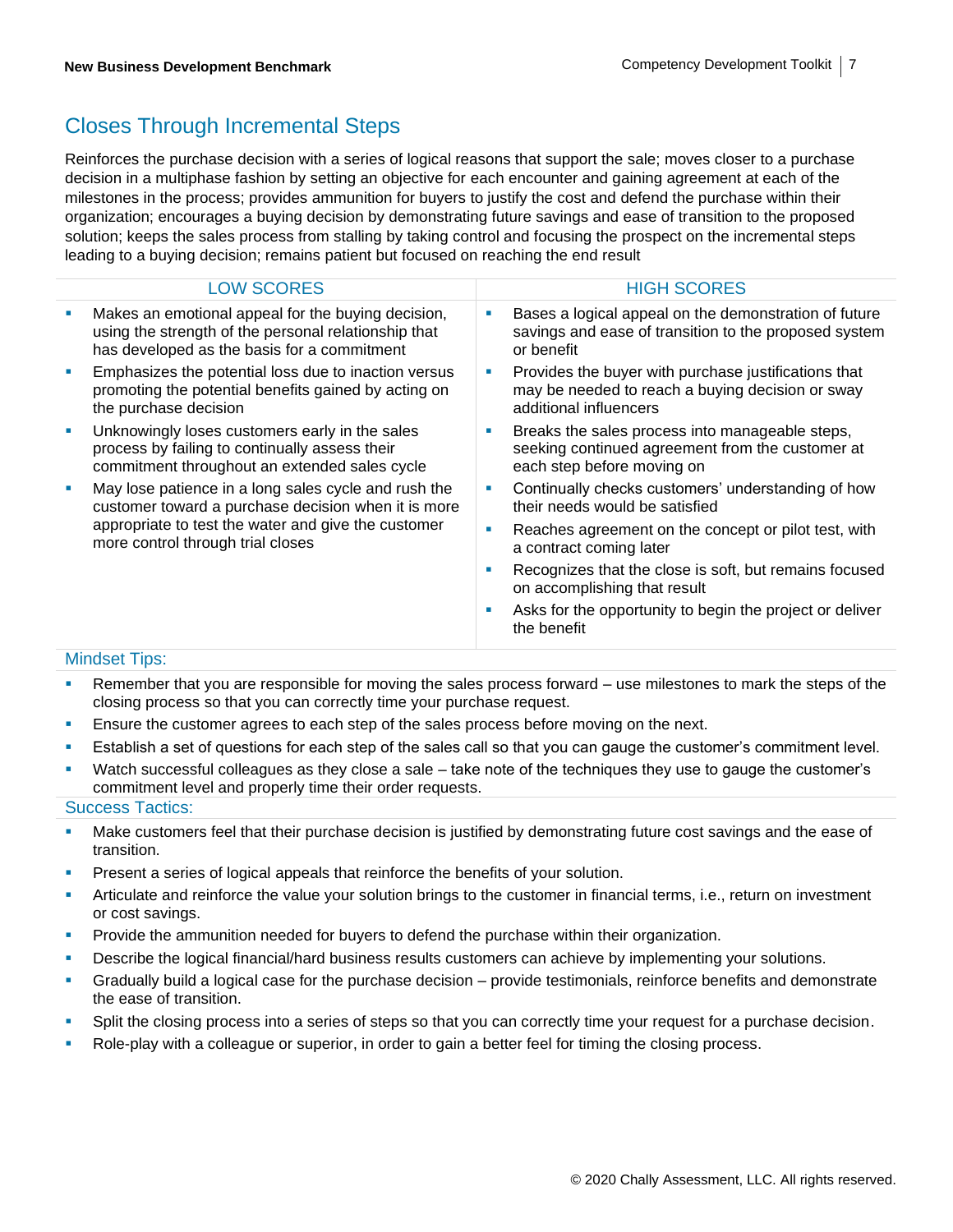## Closes Through Incremental Steps

Reinforces the purchase decision with a series of logical reasons that support the sale; moves closer to a purchase decision in a multiphase fashion by setting an objective for each encounter and gaining agreement at each of the milestones in the process; provides ammunition for buyers to justify the cost and defend the purchase within their organization; encourages a buying decision by demonstrating future savings and ease of transition to the proposed solution; keeps the sales process from stalling by taking control and focusing the prospect on the incremental steps leading to a buying decision; remains patient but focused on reaching the end result

| LOW SCORES | HIGH SCORES |
| --- | --- |
| ▪ Makes an emotional appeal for the buying decision, using the strength of the personal relationship that has developed as the basis for a commitment<br>▪ Emphasizes the potential loss due to inaction versus promoting the potential benefits gained by acting on the purchase decision<br>▪ Unknowingly loses customers early in the sales process by failing to continually assess their commitment throughout an extended sales cycle<br>▪ May lose patience in a long sales cycle and rush the customer toward a purchase decision when it is more appropriate to test the water and give the customer more control through trial closes | ▪ Bases a logical appeal on the demonstration of future savings and ease of transition to the proposed system or benefit<br>▪ Provides the buyer with purchase justifications that may be needed to reach a buying decision or sway additional influencers<br>▪ Breaks the sales process into manageable steps, seeking continued agreement from the customer at each step before moving on<br>▪ Continually checks customers' understanding of how their needs would be satisfied<br>▪ Reaches agreement on the concept or pilot test, with a contract coming later<br>▪ Recognizes that the close is soft, but remains focused on accomplishing that result<br>▪ Asks for the opportunity to begin the project or deliver the benefit |

### Mindset Tips:

- Remember that you are responsible for moving the sales process forward – use milestones to mark the steps of the closing process so that you can correctly time your purchase request.
- Ensure the customer agrees to each step of the sales process before moving on the next.
- Establish a set of questions for each step of the sales call so that you can gauge the customer's commitment level.
- Watch successful colleagues as they close a sale – take note of the techniques they use to gauge the customer's commitment level and properly time their order requests.

### Success Tactics:

- Make customers feel that their purchase decision is justified by demonstrating future cost savings and the ease of transition.
- Present a series of logical appeals that reinforce the benefits of your solution.
- Articulate and reinforce the value your solution brings to the customer in financial terms, i.e., return on investment or cost savings.
- Provide the ammunition needed for buyers to defend the purchase within their organization.
- Describe the logical financial/hard business results customers can achieve by implementing your solutions.
- Gradually build a logical case for the purchase decision – provide testimonials, reinforce benefits and demonstrate the ease of transition.
- Split the closing process into a series of steps so that you can correctly time your request for a purchase decision.
- Role-play with a colleague or superior, in order to gain a better feel for timing the closing process.

© 2020 Chally Assessment, LLC. All rights reserved.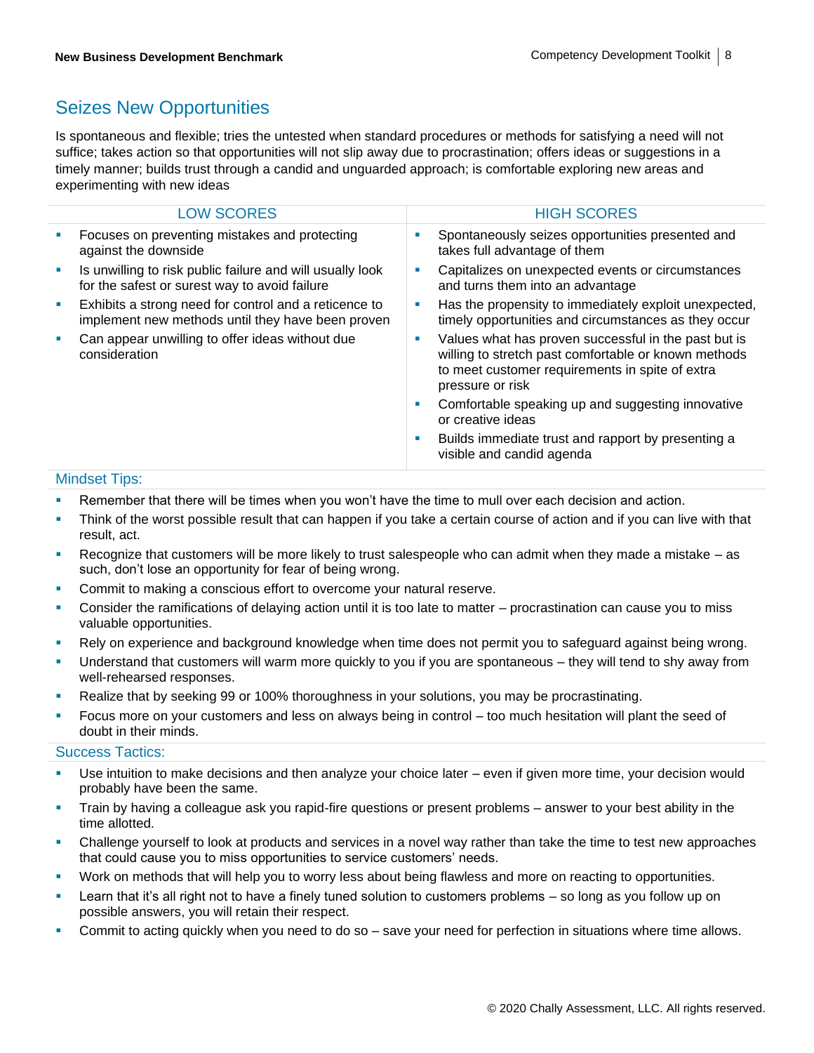## Seizes New Opportunities

Is spontaneous and flexible; tries the untested when standard procedures or methods for satisfying a need will not suffice; takes action so that opportunities will not slip away due to procrastination; offers ideas or suggestions in a timely manner; builds trust through a candid and unguarded approach; is comfortable exploring new areas and experimenting with new ideas

| LOW SCORES | HIGH SCORES |
|---|---|
| • Focuses on preventing mistakes and protecting against the downside<br>• Is unwilling to risk public failure and will usually look for the safest or surest way to avoid failure<br>• Exhibits a strong need for control and a reticence to implement new methods until they have been proven<br>• Can appear unwilling to offer ideas without due consideration | • Spontaneously seizes opportunities presented and takes full advantage of them<br>• Capitalizes on unexpected events or circumstances and turns them into an advantage<br>• Has the propensity to immediately exploit unexpected, timely opportunities and circumstances as they occur<br>• Values what has proven successful in the past but is willing to stretch past comfortable or known methods to meet customer requirements in spite of extra pressure or risk<br>• Comfortable speaking up and suggesting innovative or creative ideas<br>• Builds immediate trust and rapport by presenting a visible and candid agenda |

### Mindset Tips:

- Remember that there will be times when you won't have the time to mull over each decision and action.
- Think of the worst possible result that can happen if you take a certain course of action and if you can live with that result, act.
- Recognize that customers will be more likely to trust salespeople who can admit when they made a mistake – as such, don't lose an opportunity for fear of being wrong.
- Commit to making a conscious effort to overcome your natural reserve.
- Consider the ramifications of delaying action until it is too late to matter – procrastination can cause you to miss valuable opportunities.
- Rely on experience and background knowledge when time does not permit you to safeguard against being wrong.
- Understand that customers will warm more quickly to you if you are spontaneous – they will tend to shy away from well-rehearsed responses.
- Realize that by seeking 99 or 100% thoroughness in your solutions, you may be procrastinating.
- Focus more on your customers and less on always being in control – too much hesitation will plant the seed of doubt in their minds.

### Success Tactics:

- Use intuition to make decisions and then analyze your choice later – even if given more time, your decision would probably have been the same.
- Train by having a colleague ask you rapid-fire questions or present problems – answer to your best ability in the time allotted.
- Challenge yourself to look at products and services in a novel way rather than take the time to test new approaches that could cause you to miss opportunities to service customers' needs.
- Work on methods that will help you to worry less about being flawless and more on reacting to opportunities.
- Learn that it's all right not to have a finely tuned solution to customers problems – so long as you follow up on possible answers, you will retain their respect.
- Commit to acting quickly when you need to do so – save your need for perfection in situations where time allows.

© 2020 Chally Assessment, LLC. All rights reserved.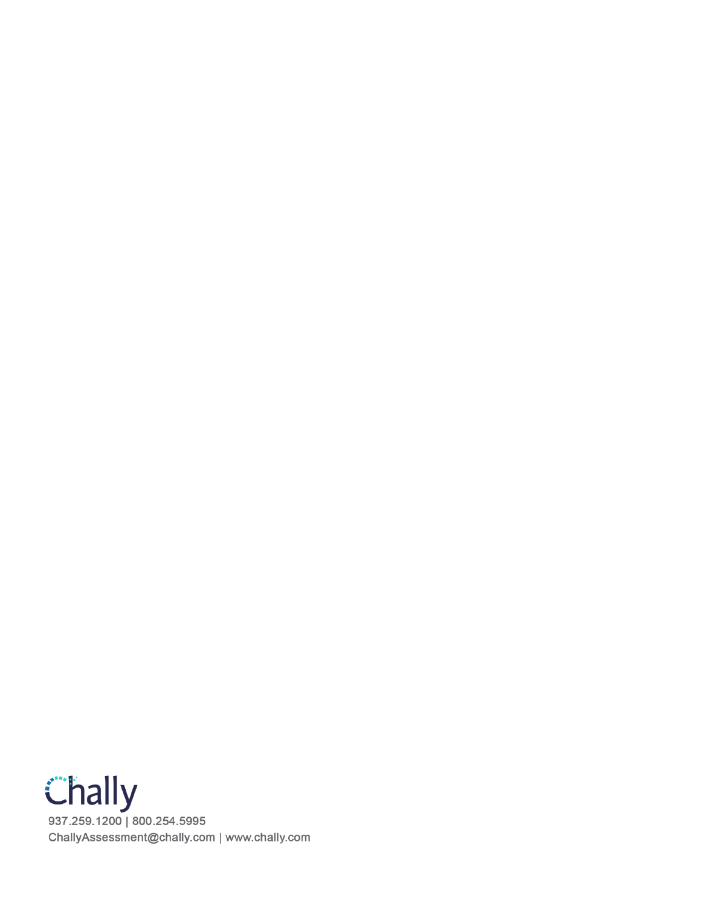Chally

937.259.1200 | 800.254.5995

ChallyAssessment@chally.com | www.chally.com